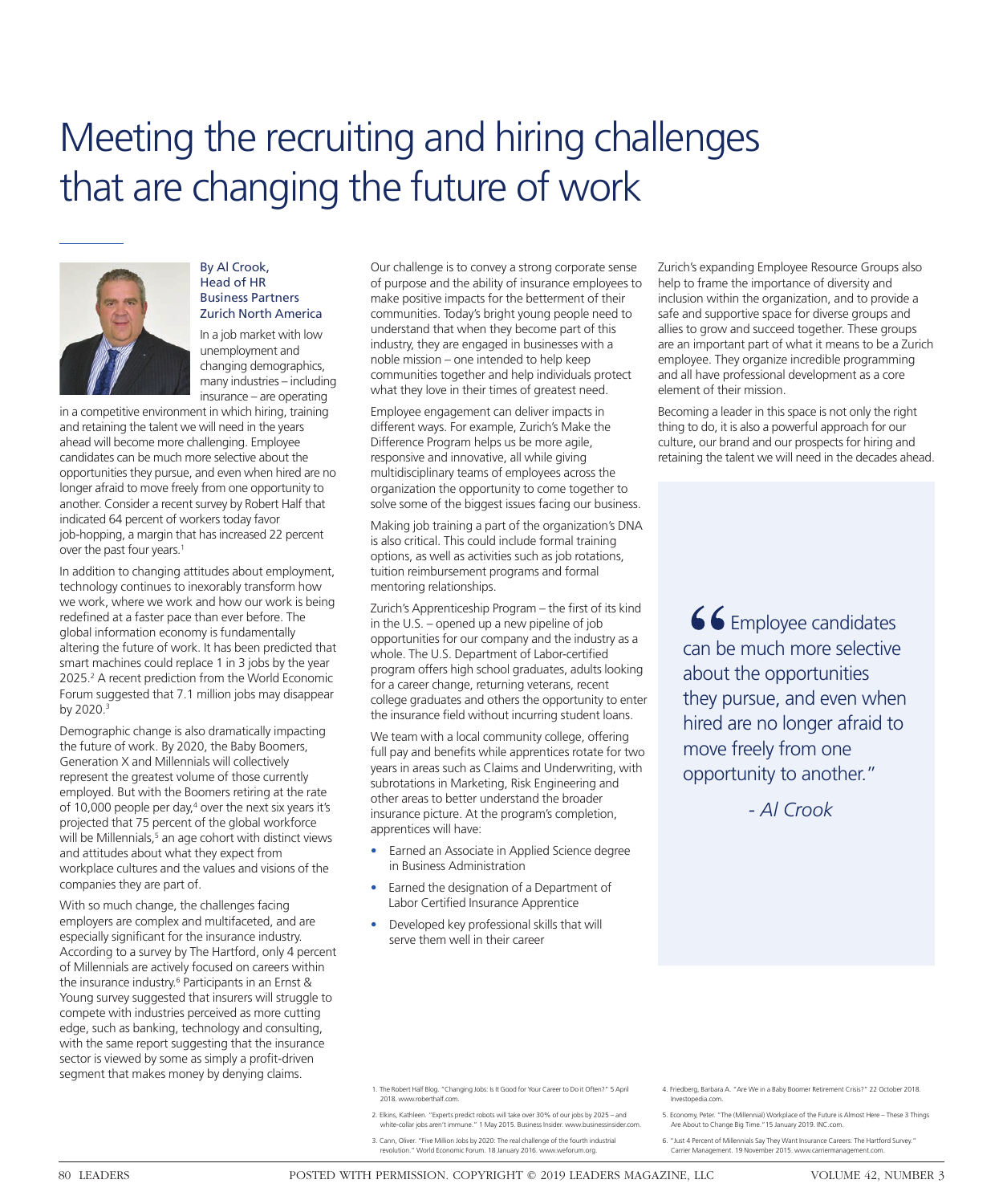# Meeting the recruiting and hiring challenges that are changing the future of work

By Al Crook,
Head of HR
Business Partners
Zurich North America

In a job market with low unemployment and changing demographics, many industries – including insurance – are operating in a competitive environment in which hiring, training and retaining the talent we will need in the years ahead will become more challenging. Employee candidates can be much more selective about the opportunities they pursue, and even when hired are no longer afraid to move freely from one opportunity to another. Consider a recent survey by Robert Half that indicated 64 percent of workers today favor job-hopping, a margin that has increased 22 percent over the past four years.[1]

In addition to changing attitudes about employment, technology continues to inexorably transform how we work, where we work and how our work is being redefined at a faster pace than ever before. The global information economy is fundamentally altering the future of work. It has been predicted that smart machines could replace 1 in 3 jobs by the year 2025.[2] A recent prediction from the World Economic Forum suggested that 7.1 million jobs may disappear by 2020.[3]

Demographic change is also dramatically impacting the future of work. By 2020, the Baby Boomers, Generation X and Millennials will collectively represent the greatest volume of those currently employed. But with the Boomers retiring at the rate of 10,000 people per day,[4] over the next six years it's projected that 75 percent of the global workforce will be Millennials,[5] an age cohort with distinct views and attitudes about what they expect from workplace cultures and the values and visions of the companies they are part of.

With so much change, the challenges facing employers are complex and multifaceted, and are especially significant for the insurance industry. According to a survey by The Hartford, only 4 percent of Millennials are actively focused on careers within the insurance industry.[6] Participants in an Ernst & Young survey suggested that insurers will struggle to compete with industries perceived as more cutting edge, such as banking, technology and consulting, with the same report suggesting that the insurance sector is viewed by some as simply a profit-driven segment that makes money by denying claims.

Our challenge is to convey a strong corporate sense of purpose and the ability of insurance employees to make positive impacts for the betterment of their communities. Today's bright young people need to understand that when they become part of this industry, they are engaged in businesses with a noble mission – one intended to help keep communities together and help individuals protect what they love in their times of greatest need.

Employee engagement can deliver impacts in different ways. For example, Zurich's Make the Difference Program helps us be more agile, responsive and innovative, all while giving multidisciplinary teams of employees across the organization the opportunity to come together to solve some of the biggest issues facing our business.

Making job training a part of the organization's DNA is also critical. This could include formal training options, as well as activities such as job rotations, tuition reimbursement programs and formal mentoring relationships.

Zurich's Apprenticeship Program – the first of its kind in the U.S. – opened up a new pipeline of job opportunities for our company and the industry as a whole. The U.S. Department of Labor-certified program offers high school graduates, adults looking for a career change, returning veterans, recent college graduates and others the opportunity to enter the insurance field without incurring student loans.

We team with a local community college, offering full pay and benefits while apprentices rotate for two years in areas such as Claims and Underwriting, with subrotations in Marketing, Risk Engineering and other areas to better understand the broader insurance picture. At the program's completion, apprentices will have:

- Earned an Associate in Applied Science degree in Business Administration
- Earned the designation of a Department of Labor Certified Insurance Apprentice
- Developed key professional skills that will serve them well in their career

Zurich's expanding Employee Resource Groups also help to frame the importance of diversity and inclusion within the organization, and to provide a safe and supportive space for diverse groups and allies to grow and succeed together. These groups are an important part of what it means to be a Zurich employee. They organize incredible programming and all have professional development as a core element of their mission.

Becoming a leader in this space is not only the right thing to do, it is also a powerful approach for our culture, our brand and our prospects for hiring and retaining the talent we will need in the decades ahead.

> "Employee candidates can be much more selective about the opportunities they pursue, and even when hired are no longer afraid to move freely from one opportunity to another."
>
> *- Al Crook*

1. The Robert Half Blog. "Changing Jobs: Is It Good for Your Career to Do it Often?" 5 April 2018. www.roberthalf.com.
2. Elkins, Kathleen. "Experts predict robots will take over 30% of our jobs by 2025 – and white-collar jobs aren't immune." 1 May 2015. Business Insider. www.businessinsider.com.
3. Cann, Oliver. "Five Million Jobs by 2020: The real challenge of the fourth industrial revolution." World Economic Forum. 18 January 2016. www.weforum.org.
4. Friedberg, Barbara A. "Are We in a Baby Boomer Retirement Crisis?" 22 October 2018. Investopedia.com.
5. Economy, Peter. "The (Millennial) Workplace of the Future is Almost Here – These 3 Things Are About to Change Big Time." 15 January 2019. INC.com.
6. "Just 4 Percent of Millennials Say They Want Insurance Careers: The Hartford Survey." Carrier Management. 19 November 2015. www.carriermanagement.com.

POSTED WITH PERMISSION. COPYRIGHT © 2019 LEADERS MAGAZINE, LLC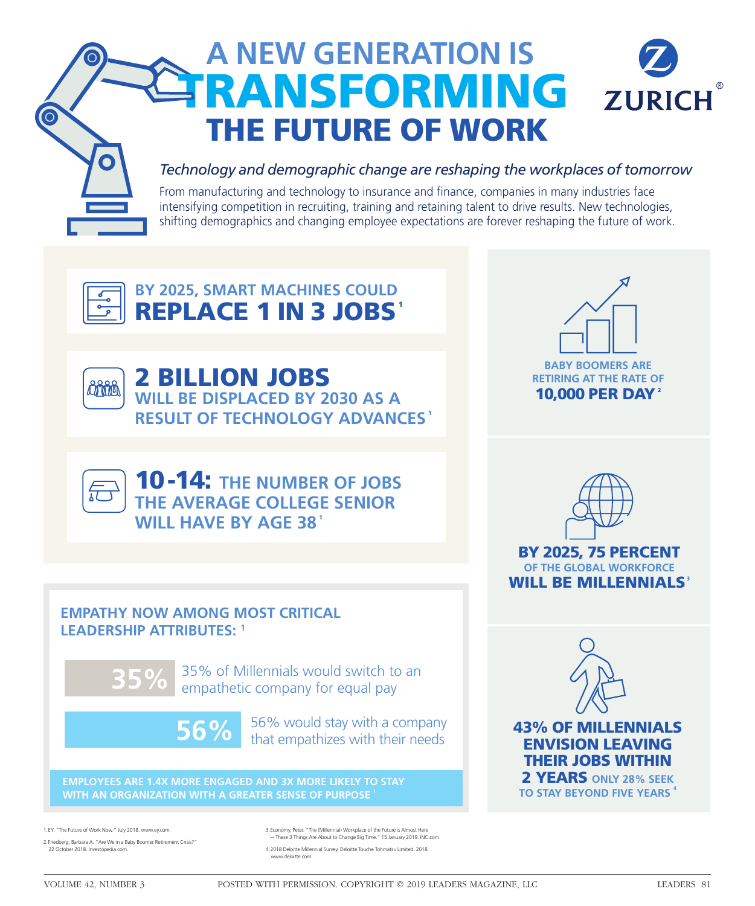# A NEW GENERATION IS TRANSFORMING THE FUTURE OF WORK

ZURICH®

*Technology and demographic change are reshaping the workplaces of tomorrow*

From manufacturing and technology to insurance and finance, companies in many industries face intensifying competition in recruiting, training and retaining talent to drive results. New technologies, shifting demographics and changing employee expectations are forever reshaping the future of work.

**BY 2025, SMART MACHINES COULD REPLACE 1 IN 3 JOBS** [1]

**2 BILLION JOBS WILL BE DISPLACED BY 2030 AS A RESULT OF TECHNOLOGY ADVANCES** [1]

**10-14: THE NUMBER OF JOBS THE AVERAGE COLLEGE SENIOR WILL HAVE BY AGE 38** [1]

**BABY BOOMERS ARE RETIRING AT THE RATE OF 10,000 PER DAY** [2]

**BY 2025, 75 PERCENT OF THE GLOBAL WORKFORCE WILL BE MILLENNIALS** [3]

**EMPATHY NOW AMONG MOST CRITICAL LEADERSHIP ATTRIBUTES:** [1]

**35%** 35% of Millennials would switch to an empathetic company for equal pay

**56%** 56% would stay with a company that empathizes with their needs

**EMPLOYEES ARE 1.4X MORE ENGAGED AND 3X MORE LIKELY TO STAY WITH AN ORGANIZATION WITH A GREATER SENSE OF PURPOSE** [1]

**43% OF MILLENNIALS ENVISION LEAVING THEIR JOBS WITHIN 2 YEARS** ONLY 28% SEEK TO STAY BEYOND FIVE YEARS [4]

1. EY. "The Future of Work Now." July 2018. www.ey.com.
2. Friedberg, Barbara A. "Are We in a Baby Boomer Retirement Crisis?" 22 October 2018. Investopedia.com.
3. Economy, Peter. "The (Millennial) Workplace of the Future is Almost Here -- These 3 Things Are About to Change Big Time." 15 January 2019. INC.com.
4. 2018 Deloitte Millennial Survey. Deloitte Touche Tohmatsu Limited. 2018. www.deloitte.com.

POSTED WITH PERMISSION. COPYRIGHT © 2019 LEADERS MAGAZINE, LLC